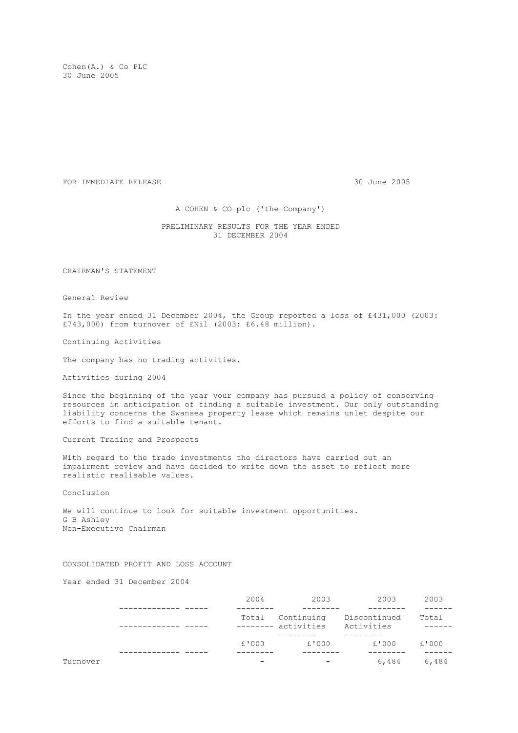Cohen(A.) & Co PLC
30 June 2005

FOR IMMEDIATE RELEASE 30 June 2005

A COHEN & CO plc ('the Company')

PRELIMINARY RESULTS FOR THE YEAR ENDED 31 DECEMBER 2004

## CHAIRMAN'S STATEMENT

### General Review

In the year ended 31 December 2004, the Group reported a loss of £431,000 (2003: £743,000) from turnover of £Nil (2003: £6.48 million).

### Continuing Activities

The company has no trading activities.

### Activities during 2004

Since the beginning of the year your company has pursued a policy of conserving resources in anticipation of finding a suitable investment. Our only outstanding liability concerns the Swansea property lease which remains unlet despite our efforts to find a suitable tenant.

### Current Trading and Prospects

With regard to the trade investments the directors have carried out an impairment review and have decided to write down the asset to reflect more realistic realisable values.

### Conclusion

We will continue to look for suitable investment opportunities.

G B Ashley
Non-Executive Chairman

## CONSOLIDATED PROFIT AND LOSS ACCOUNT

Year ended 31 December 2004

| | 2004 | 2003 | 2003 | 2003 |
|---|---|---|---|---|
| | Total | Continuing activities | Discontinued Activities | Total |
| | £'000 | £'000 | £'000 | £'000 |
| Turnover | - | - | 6,484 | 6,484 |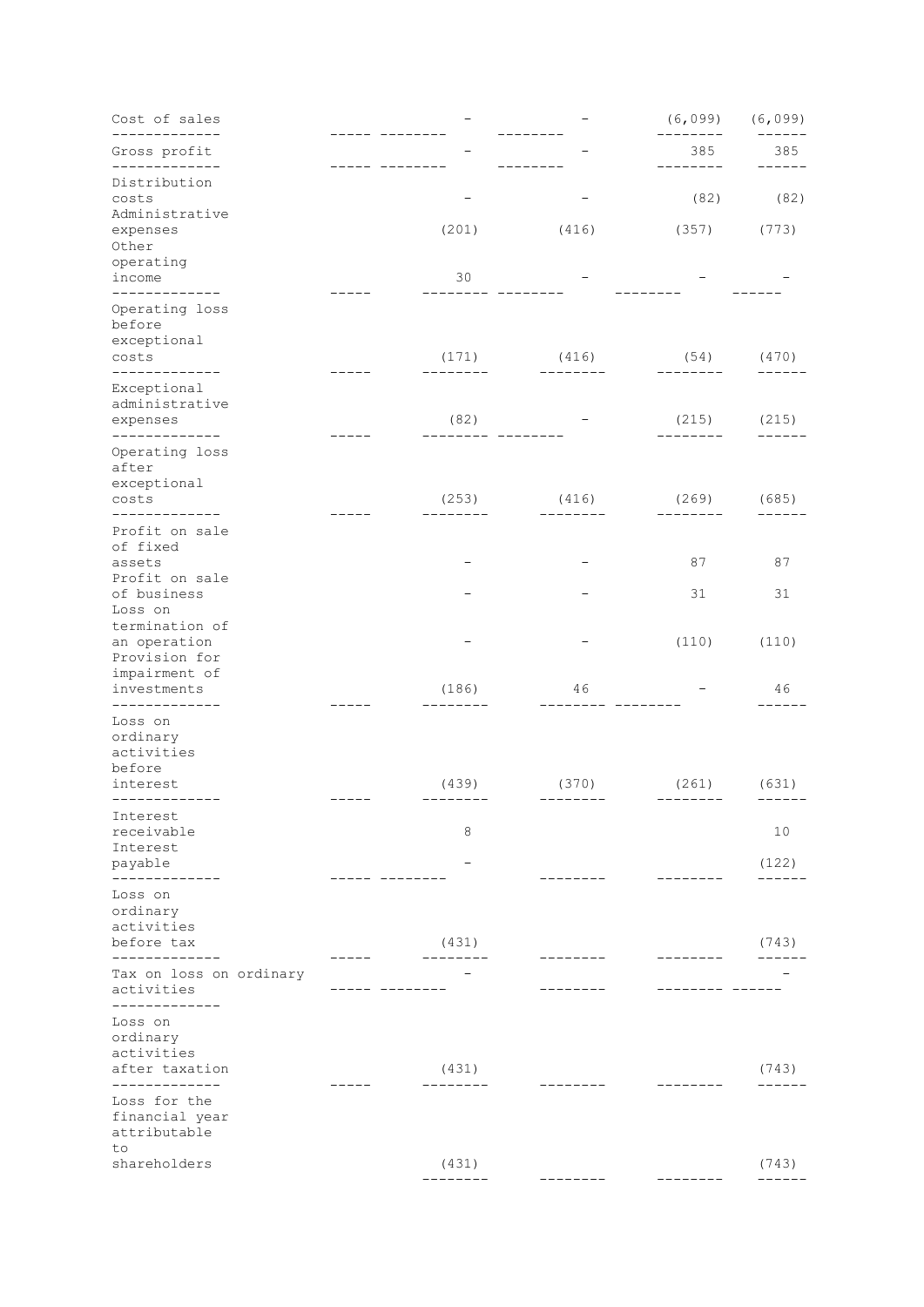| | | | | |
|---|---|---|---|---|
| Cost of sales | - | - | (6,099) | (6,099) |
| Gross profit | - | - | 385 | 385 |
| Distribution costs | - | - | (82) | (82) |
| Administrative expenses | (201) | (416) | (357) | (773) |
| Other operating income | 30 | - | - | - |
| Operating loss before exceptional costs | (171) | (416) | (54) | (470) |
| Exceptional administrative expenses | (82) | - | (215) | (215) |
| Operating loss after exceptional costs | (253) | (416) | (269) | (685) |
| Profit on sale of fixed assets | - | - | 87 | 87 |
| Profit on sale of business | - | - | 31 | 31 |
| Loss on termination of an operation | - | - | (110) | (110) |
| Provision for impairment of investments | (186) | 46 | - | 46 |
| Loss on ordinary activities before interest | (439) | (370) | (261) | (631) |
| Interest receivable | 8 | | | 10 |
| Interest payable | - | | | (122) |
| Loss on ordinary activities before tax | (431) | | | (743) |
| Tax on loss on ordinary activities | - | | | - |
| Loss on ordinary activities after taxation | (431) | | | (743) |
| Loss for the financial year attributable to shareholders | (431) | | | (743) |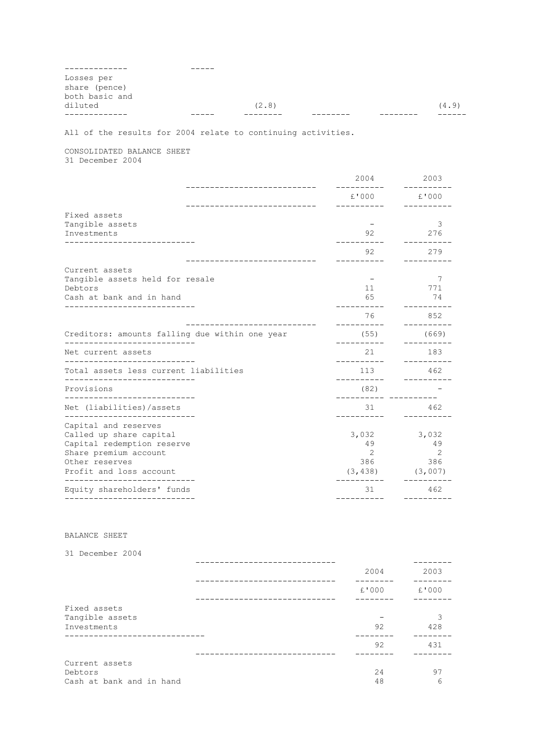| | | | | | |
|---|---|---|---|---|---|
| Losses per share (pence) both basic and diluted | | (2.8) | | | (4.9) |

All of the results for 2004 relate to continuing activities.

CONSOLIDATED BALANCE SHEET
31 December 2004

| | 2004 | 2003 |
|---|---|---|
| | £'000 | £'000 |
| Fixed assets | | |
| Tangible assets | - | 3 |
| Investments | 92 | 276 |
| | 92 | 279 |
| Current assets | | |
| Tangible assets held for resale | - | 7 |
| Debtors | 11 | 771 |
| Cash at bank and in hand | 65 | 74 |
| | 76 | 852 |
| Creditors: amounts falling due within one year | (55) | (669) |
| Net current assets | 21 | 183 |
| Total assets less current liabilities | 113 | 462 |
| Provisions | (82) | - |
| Net (liabilities)/assets | 31 | 462 |
| Capital and reserves | | |
| Called up share capital | 3,032 | 3,032 |
| Capital redemption reserve | 49 | 49 |
| Share premium account | 2 | 2 |
| Other reserves | 386 | 386 |
| Profit and loss account | (3,438) | (3,007) |
| Equity shareholders' funds | 31 | 462 |

BALANCE SHEET

31 December 2004

| | 2004 | 2003 |
|---|---|---|
| | £'000 | £'000 |
| Fixed assets | | |
| Tangible assets | - | 3 |
| Investments | 92 | 428 |
| | 92 | 431 |
| Current assets | | |
| Debtors | 24 | 97 |
| Cash at bank and in hand | 48 | 6 |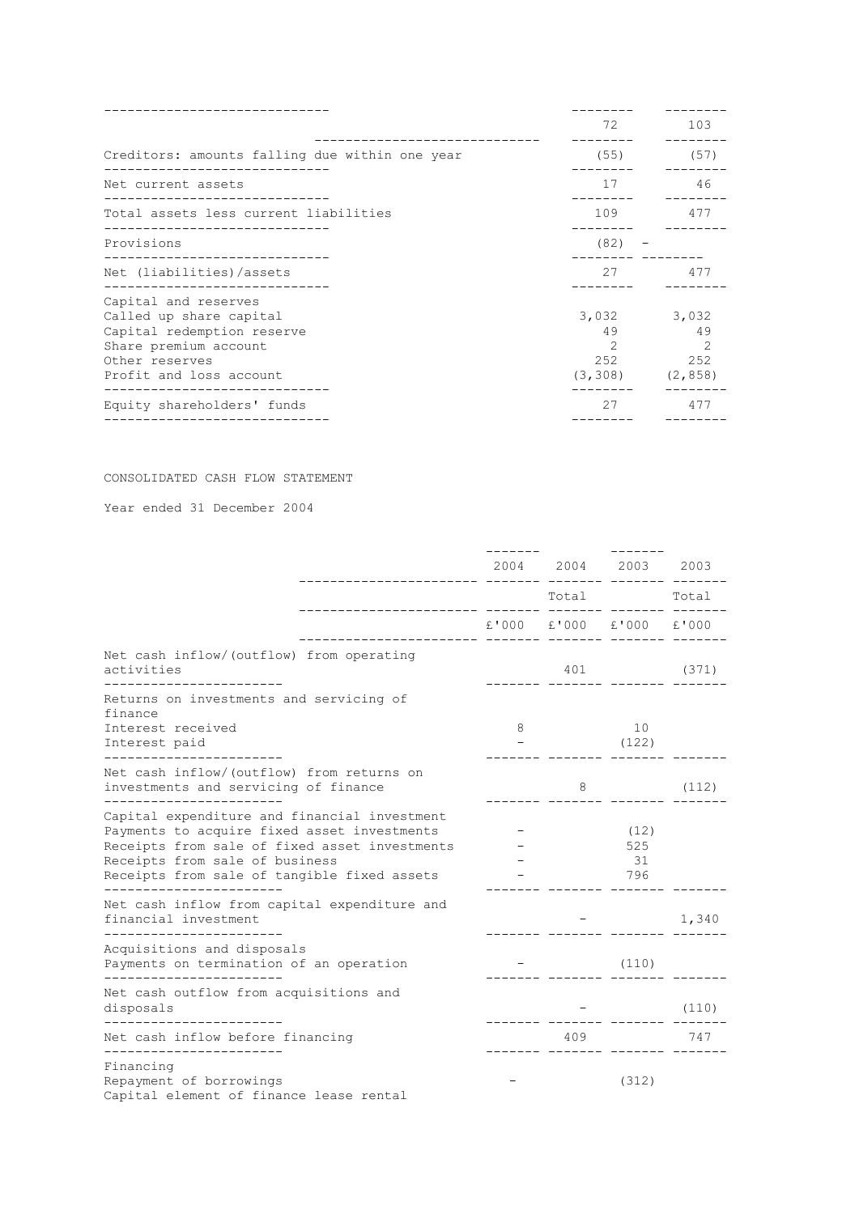| | | |
|---|---|---|
| | 72 | 103 |
| Creditors: amounts falling due within one year | (55) | (57) |
| Net current assets | 17 | 46 |
| Total assets less current liabilities | 109 | 477 |
| Provisions | (82) | - |
| Net (liabilities)/assets | 27 | 477 |
| Capital and reserves | | |
| Called up share capital | 3,032 | 3,032 |
| Capital redemption reserve | 49 | 49 |
| Share premium account | 2 | 2 |
| Other reserves | 252 | 252 |
| Profit and loss account | (3,308) | (2,858) |
| Equity shareholders' funds | 27 | 477 |

CONSOLIDATED CASH FLOW STATEMENT

Year ended 31 December 2004

| | 2004 | 2004 | 2003 | 2003 |
|---|---|---|---|---|
| | | Total | | Total |
| | £'000 | £'000 | £'000 | £'000 |
| Net cash inflow/(outflow) from operating activities | | 401 | | (371) |
| Returns on investments and servicing of finance | | | | |
| Interest received | 8 | | 10 | |
| Interest paid | - | | (122) | |
| Net cash inflow/(outflow) from returns on investments and servicing of finance | | 8 | | (112) |
| Capital expenditure and financial investment | | | | |
| Payments to acquire fixed asset investments | - | | (12) | |
| Receipts from sale of fixed asset investments | - | | 525 | |
| Receipts from sale of business | - | | 31 | |
| Receipts from sale of tangible fixed assets | - | | 796 | |
| Net cash inflow from capital expenditure and financial investment | | - | | 1,340 |
| Acquisitions and disposals | | | | |
| Payments on termination of an operation | - | | (110) | |
| Net cash outflow from acquisitions and disposals | | - | | (110) |
| Net cash inflow before financing | | 409 | | 747 |
| Financing | | | | |
| Repayment of borrowings | - | | (312) | |
| Capital element of finance lease rental | | | | |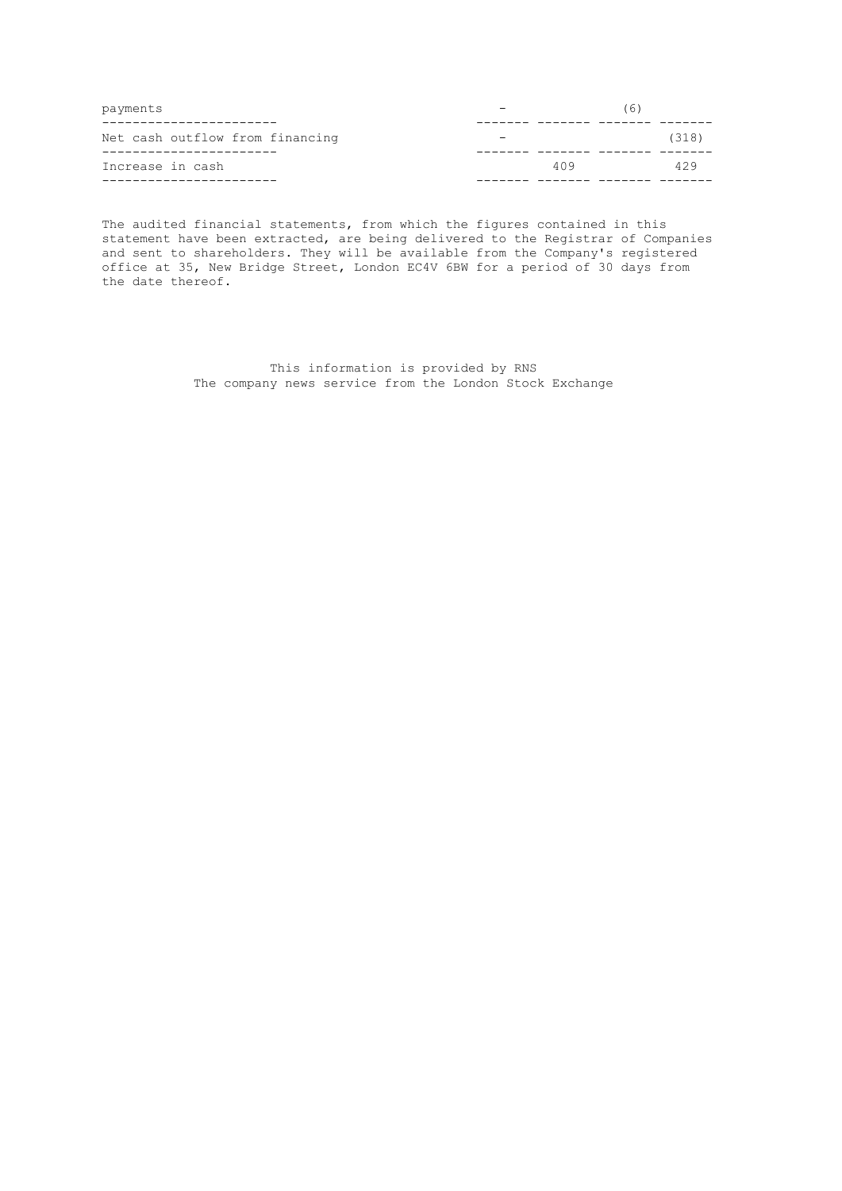| | | | | |
|---|---|---|---|---|
| payments | - | | (6) | |
| Net cash outflow from financing | - | | | (318) |
| Increase in cash | | 409 | | 429 |

The audited financial statements, from which the figures contained in this statement have been extracted, are being delivered to the Registrar of Companies and sent to shareholders. They will be available from the Company's registered office at 35, New Bridge Street, London EC4V 6BW for a period of 30 days from the date thereof.

This information is provided by RNS
The company news service from the London Stock Exchange